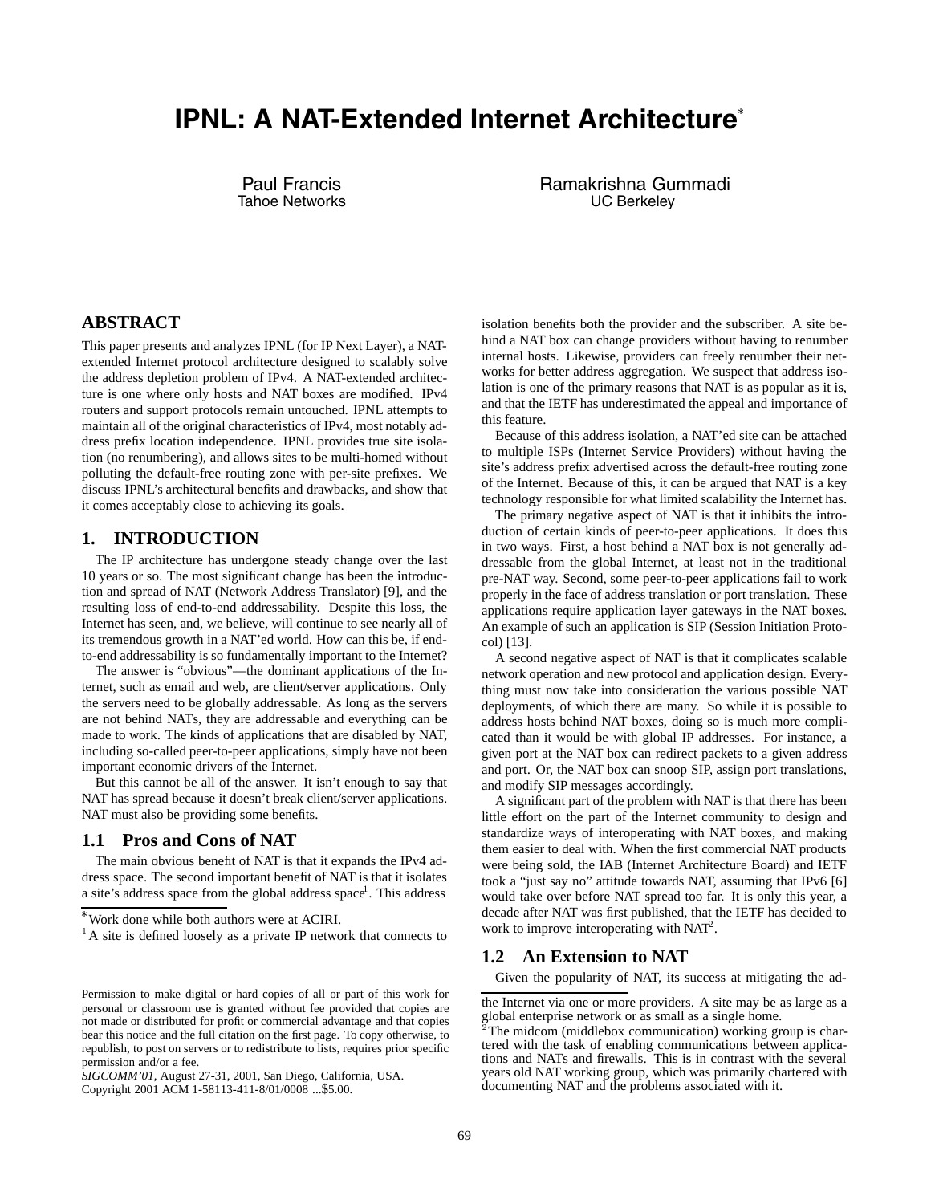# IPNL: A NAT-Extended Internet Architecture[*]

Paul Francis
Tahoe Networks

Ramakrishna Gummadi
UC Berkeley

## ABSTRACT

This paper presents and analyzes IPNL (for IP Next Layer), a NAT-extended Internet protocol architecture designed to scalably solve the address depletion problem of IPv4. A NAT-extended architecture is one where only hosts and NAT boxes are modified. IPv4 routers and support protocols remain untouched. IPNL attempts to maintain all of the original characteristics of IPv4, most notably address prefix location independence. IPNL provides true site isolation (no renumbering), and allows sites to be multi-homed without polluting the default-free routing zone with per-site prefixes. We discuss IPNL's architectural benefits and drawbacks, and show that it comes acceptably close to achieving its goals.

## 1. INTRODUCTION

The IP architecture has undergone steady change over the last 10 years or so. The most significant change has been the introduction and spread of NAT (Network Address Translator) [9], and the resulting loss of end-to-end addressability. Despite this loss, the Internet has seen, and, we believe, will continue to see nearly all of its tremendous growth in a NAT'ed world. How can this be, if end-to-end addressability is so fundamentally important to the Internet?

The answer is "obvious"—the dominant applications of the Internet, such as email and web, are client/server applications. Only the servers need to be globally addressable. As long as the servers are not behind NATs, they are addressable and everything can be made to work. The kinds of applications that are disabled by NAT, including so-called peer-to-peer applications, simply have not been important economic drivers of the Internet.

But this cannot be all of the answer. It isn't enough to say that NAT has spread because it doesn't break client/server applications. NAT must also be providing some benefits.

### 1.1 Pros and Cons of NAT

The main obvious benefit of NAT is that it expands the IPv4 address space. The second important benefit of NAT is that it isolates a site's address space from the global address space[1]. This address isolation benefits both the provider and the subscriber. A site behind a NAT box can change providers without having to renumber internal hosts. Likewise, providers can freely renumber their networks for better address aggregation. We suspect that address isolation is one of the primary reasons that NAT is as popular as it is, and that the IETF has underestimated the appeal and importance of this feature.

Because of this address isolation, a NAT'ed site can be attached to multiple ISPs (Internet Service Providers) without having the site's address prefix advertised across the default-free routing zone of the Internet. Because of this, it can be argued that NAT is a key technology responsible for what limited scalability the Internet has.

The primary negative aspect of NAT is that it inhibits the introduction of certain kinds of peer-to-peer applications. It does this in two ways. First, a host behind a NAT box is not generally addressable from the global Internet, at least not in the traditional pre-NAT way. Second, some peer-to-peer applications fail to work properly in the face of address translation or port translation. These applications require application layer gateways in the NAT boxes. An example of such an application is SIP (Session Initiation Protocol) [13].

A second negative aspect of NAT is that it complicates scalable network operation and new protocol and application design. Everything must now take into consideration the various possible NAT deployments, of which there are many. So while it is possible to address hosts behind NAT boxes, doing so is much more complicated than it would be with global IP addresses. For instance, a given port at the NAT box can redirect packets to a given address and port. Or, the NAT box can snoop SIP, assign port translations, and modify SIP messages accordingly.

A significant part of the problem with NAT is that there has been little effort on the part of the Internet community to design and standardize ways of interoperating with NAT boxes, and making them easier to deal with. When the first commercial NAT products were being sold, the IAB (Internet Architecture Board) and IETF took a "just say no" attitude towards NAT, assuming that IPv6 [6] would take over before NAT spread too far. It is only this year, a decade after NAT was first published, that the IETF has decided to work to improve interoperating with NAT[2].

### 1.2 An Extension to NAT

Given the popularity of NAT, its success at mitigating the ad-

[*] Work done while both authors were at ACIRI.

[1] A site is defined loosely as a private IP network that connects to the Internet via one or more providers. A site may be as large as a global enterprise network or as small as a single home.

[2] The midcom (middlebox communication) working group is chartered with the task of enabling communications between applications and NATs and firewalls. This is in contrast with the several years old NAT working group, which was primarily chartered with documenting NAT and the problems associated with it.

Permission to make digital or hard copies of all or part of this work for personal or classroom use is granted without fee provided that copies are not made or distributed for profit or commercial advantage and that copies bear this notice and the full citation on the first page. To copy otherwise, to republish, to post on servers or to redistribute to lists, requires prior specific permission and/or a fee.
*SIGCOMM'01,* August 27-31, 2001, San Diego, California, USA.
Copyright 2001 ACM 1-58113-411-8/01/0008 ...$5.00.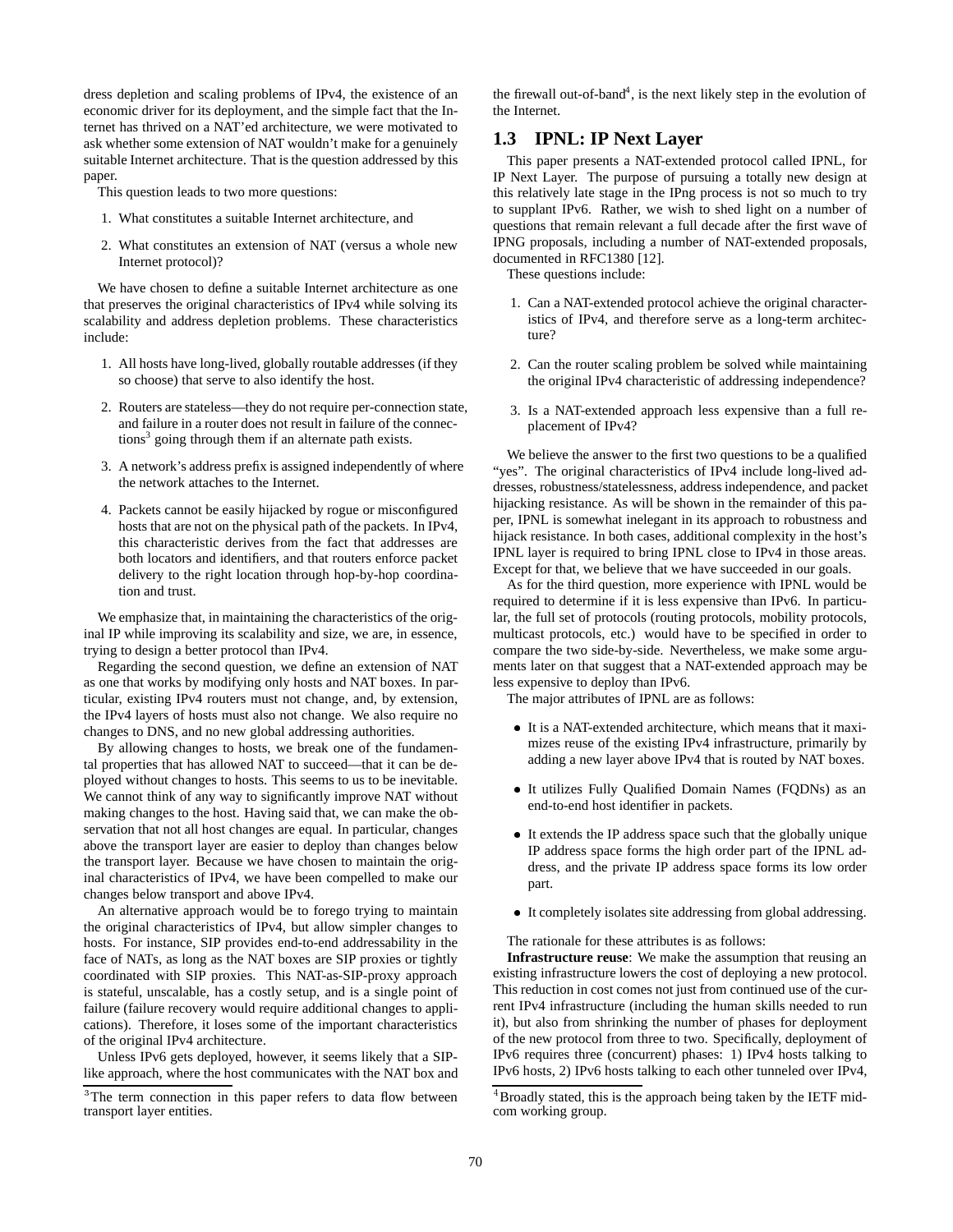dress depletion and scaling problems of IPv4, the existence of an economic driver for its deployment, and the simple fact that the Internet has thrived on a NAT'ed architecture, we were motivated to ask whether some extension of NAT wouldn't make for a genuinely suitable Internet architecture. That is the question addressed by this paper.

This question leads to two more questions:

1. What constitutes a suitable Internet architecture, and
2. What constitutes an extension of NAT (versus a whole new Internet protocol)?

We have chosen to define a suitable Internet architecture as one that preserves the original characteristics of IPv4 while solving its scalability and address depletion problems. These characteristics include:

1. All hosts have long-lived, globally routable addresses (if they so choose) that serve to also identify the host.
2. Routers are stateless—they do not require per-connection state, and failure in a router does not result in failure of the connections[3] going through them if an alternate path exists.
3. A network's address prefix is assigned independently of where the network attaches to the Internet.
4. Packets cannot be easily hijacked by rogue or misconfigured hosts that are not on the physical path of the packets. In IPv4, this characteristic derives from the fact that addresses are both locators and identifiers, and that routers enforce packet delivery to the right location through hop-by-hop coordination and trust.

We emphasize that, in maintaining the characteristics of the original IP while improving its scalability and size, we are, in essence, trying to design a better protocol than IPv4.

Regarding the second question, we define an extension of NAT as one that works by modifying only hosts and NAT boxes. In particular, existing IPv4 routers must not change, and, by extension, the IPv4 layers of hosts must also not change. We also require no changes to DNS, and no new global addressing authorities.

By allowing changes to hosts, we break one of the fundamental properties that has allowed NAT to succeed—that it can be deployed without changes to hosts. This seems to us to be inevitable. We cannot think of any way to significantly improve NAT without making changes to the host. Having said that, we can make the observation that not all host changes are equal. In particular, changes above the transport layer are easier to deploy than changes below the transport layer. Because we have chosen to maintain the original characteristics of IPv4, we have been compelled to make our changes below transport and above IPv4.

An alternative approach would be to forego trying to maintain the original characteristics of IPv4, but allow simpler changes to hosts. For instance, SIP provides end-to-end addressability in the face of NATs, as long as the NAT boxes are SIP proxies or tightly coordinated with SIP proxies. This NAT-as-SIP-proxy approach is stateful, unscalable, has a costly setup, and is a single point of failure (failure recovery would require additional changes to applications). Therefore, it loses some of the important characteristics of the original IPv4 architecture.

Unless IPv6 gets deployed, however, it seems likely that a SIP-like approach, where the host communicates with the NAT box and the firewall out-of-band[4], is the next likely step in the evolution of the Internet.

[3] The term connection in this paper refers to data flow between transport layer entities.

[4] Broadly stated, this is the approach being taken by the IETF midcom working group.

## 1.3 IPNL: IP Next Layer

This paper presents a NAT-extended protocol called IPNL, for IP Next Layer. The purpose of pursuing a totally new design at this relatively late stage in the IPng process is not so much to try to supplant IPv6. Rather, we wish to shed light on a number of questions that remain relevant a full decade after the first wave of IPNG proposals, including a number of NAT-extended proposals, documented in RFC1380 [12].

These questions include:

1. Can a NAT-extended protocol achieve the original characteristics of IPv4, and therefore serve as a long-term architecture?
2. Can the router scaling problem be solved while maintaining the original IPv4 characteristic of addressing independence?
3. Is a NAT-extended approach less expensive than a full replacement of IPv4?

We believe the answer to the first two questions to be a qualified "yes". The original characteristics of IPv4 include long-lived addresses, robustness/statelessness, address independence, and packet hijacking resistance. As will be shown in the remainder of this paper, IPNL is somewhat inelegant in its approach to robustness and hijack resistance. In both cases, additional complexity in the host's IPNL layer is required to bring IPNL close to IPv4 in those areas. Except for that, we believe that we have succeeded in our goals.

As for the third question, more experience with IPNL would be required to determine if it is less expensive than IPv6. In particular, the full set of protocols (routing protocols, mobility protocols, multicast protocols, etc.) would have to be specified in order to compare the two side-by-side. Nevertheless, we make some arguments later on that suggest that a NAT-extended approach may be less expensive to deploy than IPv6.

The major attributes of IPNL are as follows:

- It is a NAT-extended architecture, which means that it maximizes reuse of the existing IPv4 infrastructure, primarily by adding a new layer above IPv4 that is routed by NAT boxes.
- It utilizes Fully Qualified Domain Names (FQDNs) as an end-to-end host identifier in packets.
- It extends the IP address space such that the globally unique IP address space forms the high order part of the IPNL address, and the private IP address space forms its low order part.
- It completely isolates site addressing from global addressing.

The rationale for these attributes is as follows:

**Infrastructure reuse**: We make the assumption that reusing an existing infrastructure lowers the cost of deploying a new protocol. This reduction in cost comes not just from continued use of the current IPv4 infrastructure (including the human skills needed to run it), but also from shrinking the number of phases for deployment of the new protocol from three to two. Specifically, deployment of IPv6 requires three (concurrent) phases: 1) IPv4 hosts talking to IPv6 hosts, 2) IPv6 hosts talking to each other tunneled over IPv4,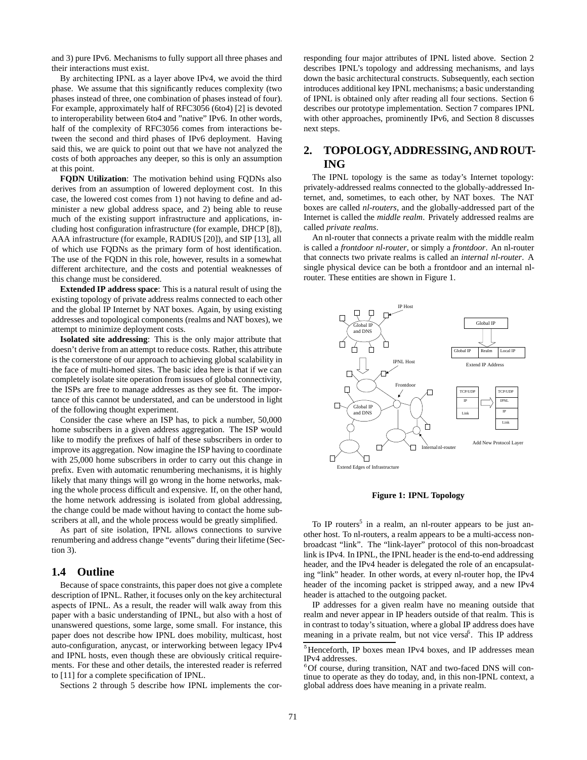and 3) pure IPv6. Mechanisms to fully support all three phases and their interactions must exist.

By architecting IPNL as a layer above IPv4, we avoid the third phase. We assume that this significantly reduces complexity (two phases instead of three, one combination of phases instead of four). For example, approximately half of RFC3056 (6to4) [2] is devoted to interoperability between 6to4 and "native" IPv6. In other words, half of the complexity of RFC3056 comes from interactions between the second and third phases of IPv6 deployment. Having said this, we are quick to point out that we have not analyzed the costs of both approaches any deeper, so this is only an assumption at this point.

**FQDN Utilization**: The motivation behind using FQDNs also derives from an assumption of lowered deployment cost. In this case, the lowered cost comes from 1) not having to define and administer a new global address space, and 2) being able to reuse much of the existing support infrastructure and applications, including host configuration infrastructure (for example, DHCP [8]), AAA infrastructure (for example, RADIUS [20]), and SIP [13], all of which use FQDNs as the primary form of host identification. The use of the FQDN in this role, however, results in a somewhat different architecture, and the costs and potential weaknesses of this change must be considered.

**Extended IP address space**: This is a natural result of using the existing topology of private address realms connected to each other and the global IP Internet by NAT boxes. Again, by using existing addresses and topological components (realms and NAT boxes), we attempt to minimize deployment costs.

**Isolated site addressing**: This is the only major attribute that doesn't derive from an attempt to reduce costs. Rather, this attribute is the cornerstone of our approach to achieving global scalability in the face of multi-homed sites. The basic idea here is that if we can completely isolate site operation from issues of global connectivity, the ISPs are free to manage addresses as they see fit. The importance of this cannot be understated, and can be understood in light of the following thought experiment.

Consider the case where an ISP has, to pick a number, 50,000 home subscribers in a given address aggregation. The ISP would like to modify the prefixes of half of these subscribers in order to improve its aggregation. Now imagine the ISP having to coordinate with 25,000 home subscribers in order to carry out this change in prefix. Even with automatic renumbering mechanisms, it is highly likely that many things will go wrong in the home networks, making the whole process difficult and expensive. If, on the other hand, the home network addressing is isolated from global addressing, the change could be made without having to contact the home subscribers at all, and the whole process would be greatly simplified.

As part of site isolation, IPNL allows connections to survive renumbering and address change "events" during their lifetime (Section 3).

## 1.4 Outline

Because of space constraints, this paper does not give a complete description of IPNL. Rather, it focuses only on the key architectural aspects of IPNL. As a result, the reader will walk away from this paper with a basic understanding of IPNL, but also with a host of unanswered questions, some large, some small. For instance, this paper does not describe how IPNL does mobility, multicast, host auto-configuration, anycast, or interworking between legacy IPv4 and IPNL hosts, even though these are obviously critical requirements. For these and other details, the interested reader is referred to [11] for a complete specification of IPNL.

Sections 2 through 5 describe how IPNL implements the corresponding four major attributes of IPNL listed above. Section 2 describes IPNL's topology and addressing mechanisms, and lays down the basic architectural constructs. Subsequently, each section introduces additional key IPNL mechanisms; a basic understanding of IPNL is obtained only after reading all four sections. Section 6 describes our prototype implementation. Section 7 compares IPNL with other approaches, prominently IPv6, and Section 8 discusses next steps.

# 2. TOPOLOGY, ADDRESSING, AND ROUTING

The IPNL topology is the same as today's Internet topology: privately-addressed realms connected to the globally-addressed Internet, and, sometimes, to each other, by NAT boxes. The NAT boxes are called *nl-routers*, and the globally-addressed part of the Internet is called the *middle realm*. Privately addressed realms are called *private realms*.

An nl-router that connects a private realm with the middle realm is called a *frontdoor nl-router*, or simply a *frontdoor*. An nl-router that connects two private realms is called an *internal nl-router*. A single physical device can be both a frontdoor and an internal nl-router. These entities are shown in Figure 1.

**Figure 1: IPNL Topology**

To IP routers[5] in a realm, an nl-router appears to be just another host. To nl-routers, a realm appears to be a multi-access non-broadcast "link". The "link-layer" protocol of this non-broadcast link is IPv4. In IPNL, the IPNL header is the end-to-end addressing header, and the IPv4 header is delegated the role of an encapsulating "link" header. In other words, at every nl-router hop, the IPv4 header of the incoming packet is stripped away, and a new IPv4 header is attached to the outgoing packet.

IP addresses for a given realm have no meaning outside that realm and never appear in IP headers outside of that realm. This is in contrast to today's situation, where a global IP address does have meaning in a private realm, but not vice versa[6]. This IP address

[5] Henceforth, IP boxes mean IPv4 boxes, and IP addresses mean IPv4 addresses.

[6] Of course, during transition, NAT and two-faced DNS will continue to operate as they do today, and, in this non-IPNL context, a global address does have meaning in a private realm.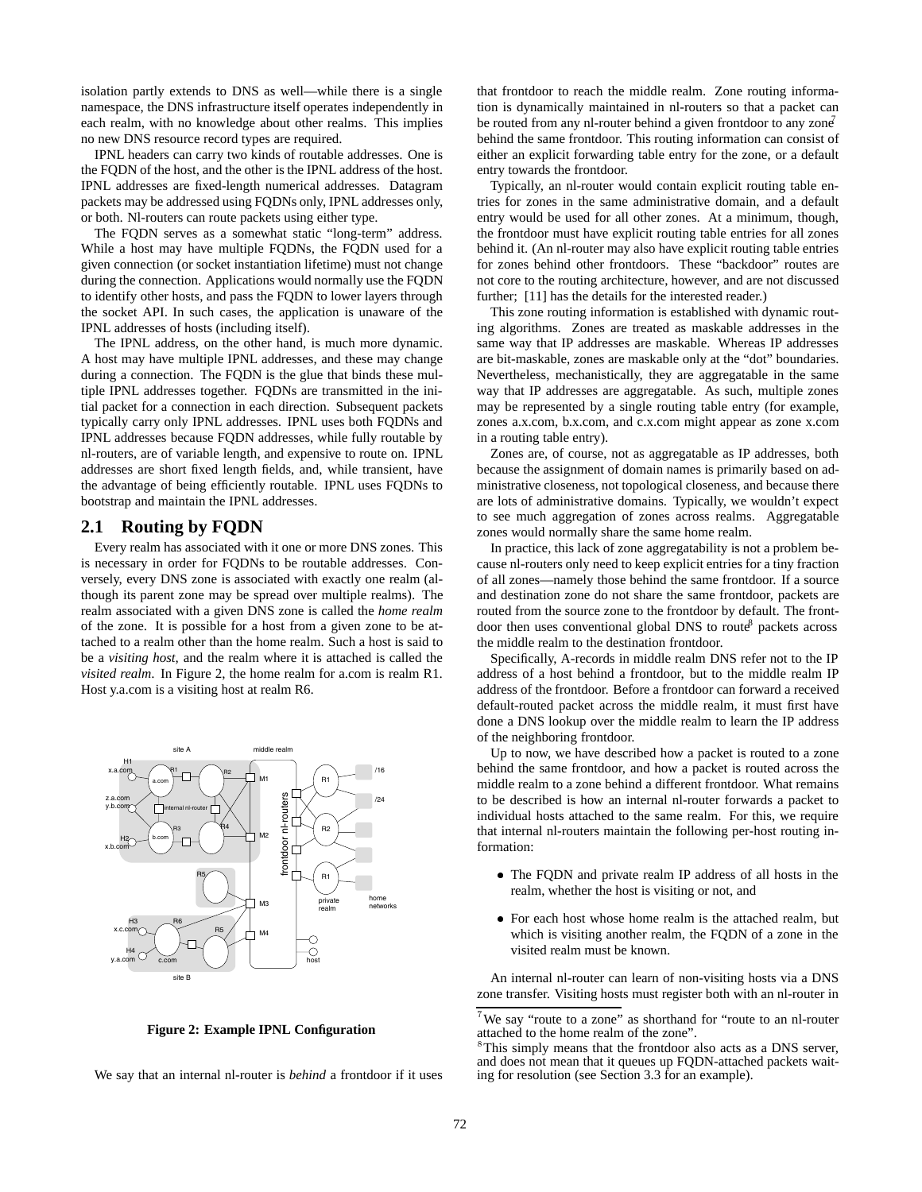isolation partly extends to DNS as well—while there is a single namespace, the DNS infrastructure itself operates independently in each realm, with no knowledge about other realms. This implies no new DNS resource record types are required.

IPNL headers can carry two kinds of routable addresses. One is the FQDN of the host, and the other is the IPNL address of the host. IPNL addresses are fixed-length numerical addresses. Datagram packets may be addressed using FQDNs only, IPNL addresses only, or both. Nl-routers can route packets using either type.

The FQDN serves as a somewhat static "long-term" address. While a host may have multiple FQDNs, the FQDN used for a given connection (or socket instantiation lifetime) must not change during the connection. Applications would normally use the FQDN to identify other hosts, and pass the FQDN to lower layers through the socket API. In such cases, the application is unaware of the IPNL addresses of hosts (including itself).

The IPNL address, on the other hand, is much more dynamic. A host may have multiple IPNL addresses, and these may change during a connection. The FQDN is the glue that binds these multiple IPNL addresses together. FQDNs are transmitted in the initial packet for a connection in each direction. Subsequent packets typically carry only IPNL addresses. IPNL uses both FQDNs and IPNL addresses because FQDN addresses, while fully routable by nl-routers, are of variable length, and expensive to route on. IPNL addresses are short fixed length fields, and, while transient, have the advantage of being efficiently routable. IPNL uses FQDNs to bootstrap and maintain the IPNL addresses.

## 2.1 Routing by FQDN

Every realm has associated with it one or more DNS zones. This is necessary in order for FQDNs to be routable addresses. Conversely, every DNS zone is associated with exactly one realm (although its parent zone may be spread over multiple realms). The realm associated with a given DNS zone is called the *home realm* of the zone. It is possible for a host from a given zone to be attached to a realm other than the home realm. Such a host is said to be a *visiting host*, and the realm where it is attached is called the *visited realm*. In Figure 2, the home realm for a.com is realm R1. Host y.a.com is a visiting host at realm R6.

**Figure 2: Example IPNL Configuration**

We say that an internal nl-router is *behind* a frontdoor if it uses that frontdoor to reach the middle realm. Zone routing information is dynamically maintained in nl-routers so that a packet can be routed from any nl-router behind a given frontdoor to any zone[7] behind the same frontdoor. This routing information can consist of either an explicit forwarding table entry for the zone, or a default entry towards the frontdoor.

Typically, an nl-router would contain explicit routing table entries for zones in the same administrative domain, and a default entry would be used for all other zones. At a minimum, though, the frontdoor must have explicit routing table entries for all zones behind it. (An nl-router may also have explicit routing table entries for zones behind other frontdoors. These "backdoor" routes are not core to the routing architecture, however, and are not discussed further; [11] has the details for the interested reader.)

This zone routing information is established with dynamic routing algorithms. Zones are treated as maskable addresses in the same way that IP addresses are maskable. Whereas IP addresses are bit-maskable, zones are maskable only at the "dot" boundaries. Nevertheless, mechanistically, they are aggregatable in the same way that IP addresses are aggregatable. As such, multiple zones may be represented by a single routing table entry (for example, zones a.x.com, b.x.com, and c.x.com might appear as zone x.com in a routing table entry).

Zones are, of course, not as aggregatable as IP addresses, both because the assignment of domain names is primarily based on administrative closeness, not topological closeness, and because there are lots of administrative domains. Typically, we wouldn't expect to see much aggregation of zones across realms. Aggregatable zones would normally share the same home realm.

In practice, this lack of zone aggregatability is not a problem because nl-routers only need to keep explicit entries for a tiny fraction of all zones—namely those behind the same frontdoor. If a source and destination zone do not share the same frontdoor, packets are routed from the source zone to the frontdoor by default. The frontdoor then uses conventional global DNS to route[8] packets across the middle realm to the destination frontdoor.

Specifically, A-records in middle realm DNS refer not to the IP address of a host behind a frontdoor, but to the middle realm IP address of the frontdoor. Before a frontdoor can forward a received default-routed packet across the middle realm, it must first have done a DNS lookup over the middle realm to learn the IP address of the neighboring frontdoor.

Up to now, we have described how a packet is routed to a zone behind the same frontdoor, and how a packet is routed across the middle realm to a zone behind a different frontdoor. What remains to be described is how an internal nl-router forwards a packet to individual hosts attached to the same realm. For this, we require that internal nl-routers maintain the following per-host routing information:

- The FQDN and private realm IP address of all hosts in the realm, whether the host is visiting or not, and
- For each host whose home realm is the attached realm, but which is visiting another realm, the FQDN of a zone in the visited realm must be known.

An internal nl-router can learn of non-visiting hosts via a DNS zone transfer. Visiting hosts must register both with an nl-router in

[7] We say "route to a zone" as shorthand for "route to an nl-router attached to the home realm of the zone".

[8] This simply means that the frontdoor also acts as a DNS server, and does not mean that it queues up FQDN-attached packets waiting for resolution (see Section 3.3 for an example).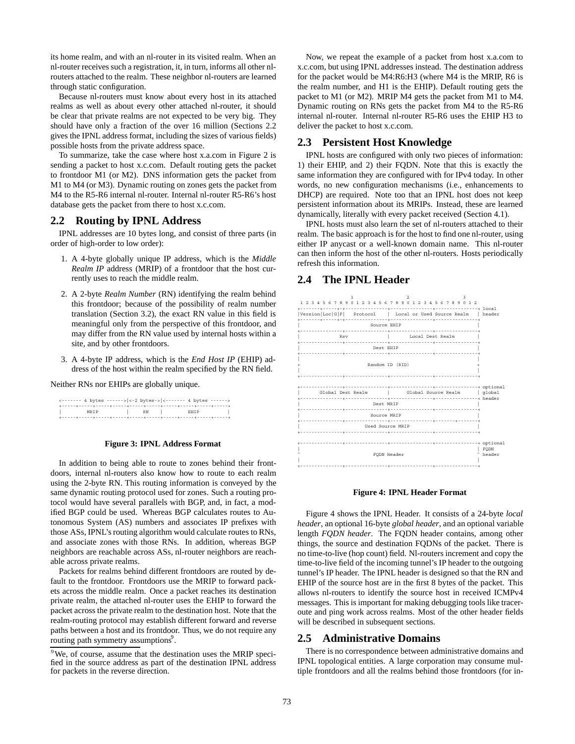its home realm, and with an nl-router in its visited realm. When an nl-router receives such a registration, it, in turn, informs all other nl-routers attached to the realm. These neighbor nl-routers are learned through static configuration.

Because nl-routers must know about every host in its attached realms as well as about every other attached nl-router, it should be clear that private realms are not expected to be very big. They should have only a fraction of the over 16 million (Sections 2.2 gives the IPNL address format, including the sizes of various fields) possible hosts from the private address space.

To summarize, take the case where host x.a.com in Figure 2 is sending a packet to host x.c.com. Default routing gets the packet to frontdoor M1 (or M2). DNS information gets the packet from M1 to M4 (or M3). Dynamic routing on zones gets the packet from M4 to the R5-R6 internal nl-router. Internal nl-router R5-R6's host database gets the packet from there to host x.c.com.

## 2.2 Routing by IPNL Address

IPNL addresses are 10 bytes long, and consist of three parts (in order of high-order to low order):

1. A 4-byte globally unique IP address, which is the *Middle Realm IP* address (MRIP) of a frontdoor that the host currently uses to reach the middle realm.
2. A 2-byte *Realm Number* (RN) identifying the realm behind this frontdoor; because of the possibility of realm number translation (Section 3.2), the exact RN value in this field is meaningful only from the perspective of this frontdoor, and may differ from the RN value used by internal hosts within a site, and by other frontdoors.
3. A 4-byte IP address, which is the *End Host IP* (EHIP) address of the host within the realm specified by the RN field.

Neither RNs nor EHIPs are globally unique.

```
<------- 4 bytes ------>|<-2 bytes->|<------- 4 bytes ------>
+-----+-----+-----+-----+-----+-----+-----+-----+-----+-----+
|         MRIP          |    RN     |         EHIP          |
+-----+-----+-----+-----+-----+-----+-----+-----+-----+-----+
```

**Figure 3: IPNL Address Format**

In addition to being able to route to zones behind their frontdoors, internal nl-routers also know how to route to each realm using the 2-byte RN. This routing information is conveyed by the same dynamic routing protocol used for zones. Such a routing protocol would have several parallels with BGP, and, in fact, a modified BGP could be used. Whereas BGP calculates routes to Autonomous System (AS) numbers and associates IP prefixes with those ASs, IPNL's routing algorithm would calculate routes to RNs, and associate zones with those RNs. In addition, whereas BGP neighbors are reachable across ASs, nl-router neighbors are reachable across private realms.

Packets for realms behind different frontdoors are routed by default to the frontdoor. Frontdoors use the MRIP to forward packets across the middle realm. Once a packet reaches its destination private realm, the attached nl-router uses the EHIP to forward the packet across the private realm to the destination host. Note that the realm-routing protocol may establish different forward and reverse paths between a host and its frontdoor. Thus, we do not require any routing path symmetry assumptions[9].

[9]We, of course, assume that the destination uses the MRIP specified in the source address as part of the destination IPNL address for packets in the reverse direction.

Now, we repeat the example of a packet from host x.a.com to x.c.com, but using IPNL addresses instead. The destination address for the packet would be M4:R6:H3 (where M4 is the MRIP, R6 is the realm number, and H1 is the EHIP). Default routing gets the packet to M1 (or M2). MRIP M4 gets the packet from M1 to M4. Dynamic routing on RNs gets the packet from M4 to the R5-R6 internal nl-router. Internal nl-router R5-R6 uses the EHIP H3 to deliver the packet to host x.c.com.

## 2.3 Persistent Host Knowledge

IPNL hosts are configured with only two pieces of information: 1) their EHIP, and 2) their FQDN. Note that this is exactly the same information they are configured with for IPv4 today. In other words, no new configuration mechanisms (i.e., enhancements to DHCP) are required. Note too that an IPNL host does not keep persistent information about its MRIPs. Instead, these are learned dynamically, literally with every packet received (Section 4.1).

IPNL hosts must also learn the set of nl-routers attached to their realm. The basic approach is for the host to find one nl-router, using either IP anycast or a well-known domain name. This nl-router can then inform the host of the other nl-routers. Hosts periodically refresh this information.

## 2.4 The IPNL Header

```
                    1                   2                   3
 1 2 3 4 5 6 7 8 9 0 1 2 3 4 5 6 7 8 9 0 1 2 3 4 5 6 7 8 9 0 1 2
+-------+-----+-+---------------+---------------+---------------+ local
|Version|Loc|G|F|   Protocol    | Local or Used Source Realm    | header
+-------+-----+-+---------------+---------------+---------------+
|                          Source EHIP                          |
+---------------+---------------+---------------+---------------+
|              Rsv              |       Local Dest Realm        |
+---------------+---------------+---------------+---------------+
|                           Dest EHIP                           |
+---------------+---------------+---------------+---------------+
|                                                               |
+                        Random ID (RID)                        +
|                                                               |
+---------------+---------------+---------------+---------------+

+---------------+---------------+---------------+---------------+ optional
|      Global Dest Realm        |     Global Source Realm       | global
+---------------+---------------+---------------+---------------+ header
|                           Dest MRIP                           |
+---------------+---------------+---------------+---------------+
|                          Source MRIP                          |
+---------------+---------------+---------------+---------------+
|                        Used Source MRIP                       |
+---------------+---------------+---------------+---------------+

+---------------+---------------+---------------+---------------+ optional
|                                                               | FQDN
~                          FQDN Header                          ~ header
|                                                               |
+---------------+---------------+---------------+---------------+
```

**Figure 4: IPNL Header Format**

Figure 4 shows the IPNL Header. It consists of a 24-byte *local header*, an optional 16-byte *global header*, and an optional variable length *FQDN header*. The FQDN header contains, among other things, the source and destination FQDNs of the packet. There is no time-to-live (hop count) field. Nl-routers increment and copy the time-to-live field of the incoming tunnel's IP header to the outgoing tunnel's IP header. The IPNL header is designed so that the RN and EHIP of the source host are in the first 8 bytes of the packet. This allows nl-routers to identify the source host in received ICMPv4 messages. This is important for making debugging tools like traceroute and ping work across realms. Most of the other header fields will be described in subsequent sections.

## 2.5 Administrative Domains

There is no correspondence between administrative domains and IPNL topological entities. A large corporation may consume multiple frontdoors and all the realms behind those frontdoors (for in-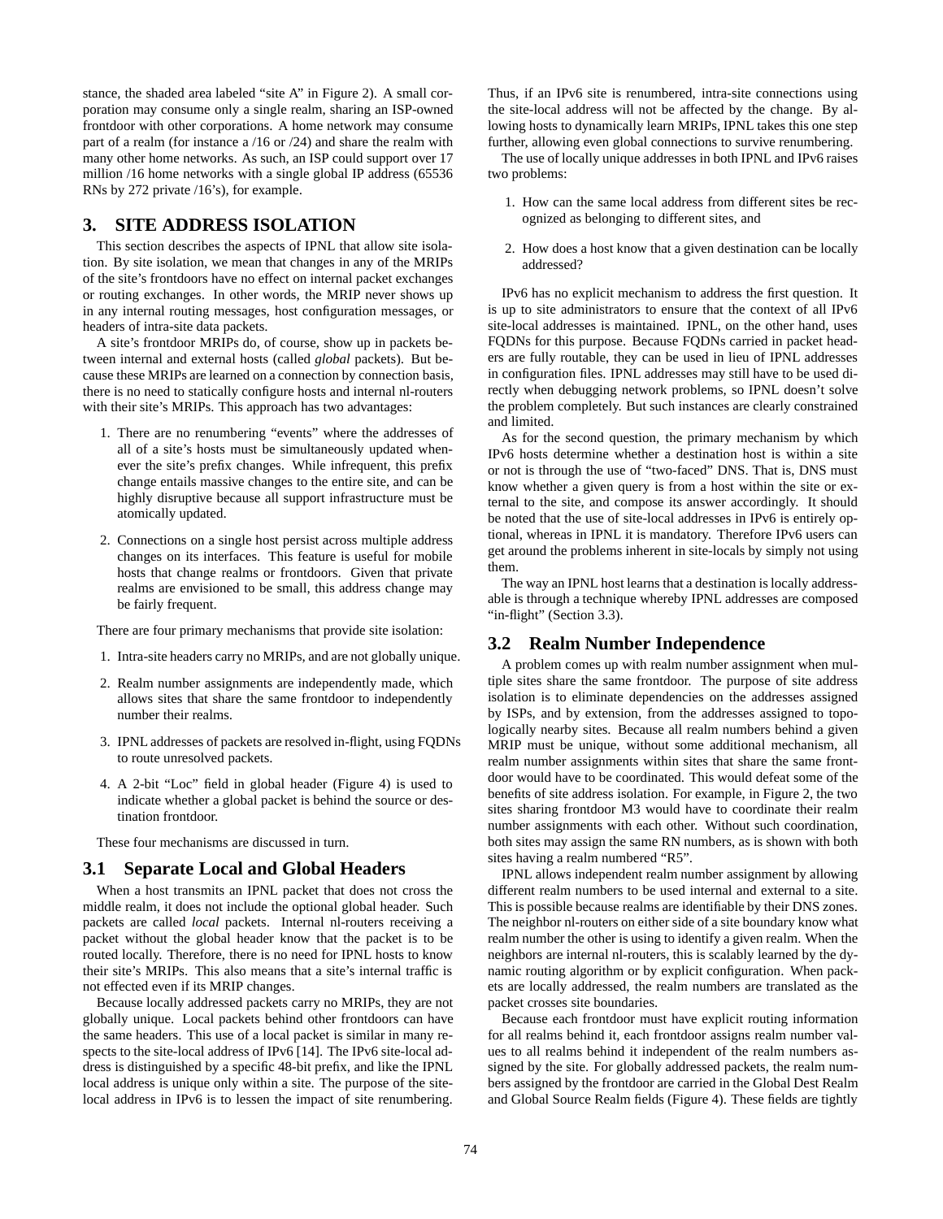stance, the shaded area labeled "site A" in Figure 2). A small corporation may consume only a single realm, sharing an ISP-owned frontdoor with other corporations. A home network may consume part of a realm (for instance a /16 or /24) and share the realm with many other home networks. As such, an ISP could support over 17 million /16 home networks with a single global IP address (65536 RNs by 272 private /16's), for example.

## 3. SITE ADDRESS ISOLATION

This section describes the aspects of IPNL that allow site isolation. By site isolation, we mean that changes in any of the MRIPs of the site's frontdoors have no effect on internal packet exchanges or routing exchanges. In other words, the MRIP never shows up in any internal routing messages, host configuration messages, or headers of intra-site data packets.

A site's frontdoor MRIPs do, of course, show up in packets between internal and external hosts (called *global* packets). But because these MRIPs are learned on a connection by connection basis, there is no need to statically configure hosts and internal nl-routers with their site's MRIPs. This approach has two advantages:

1. There are no renumbering "events" where the addresses of all of a site's hosts must be simultaneously updated whenever the site's prefix changes. While infrequent, this prefix change entails massive changes to the entire site, and can be highly disruptive because all support infrastructure must be atomically updated.

2. Connections on a single host persist across multiple address changes on its interfaces. This feature is useful for mobile hosts that change realms or frontdoors. Given that private realms are envisioned to be small, this address change may be fairly frequent.

There are four primary mechanisms that provide site isolation:

1. Intra-site headers carry no MRIPs, and are not globally unique.

2. Realm number assignments are independently made, which allows sites that share the same frontdoor to independently number their realms.

3. IPNL addresses of packets are resolved in-flight, using FQDNs to route unresolved packets.

4. A 2-bit "Loc" field in global header (Figure 4) is used to indicate whether a global packet is behind the source or destination frontdoor.

These four mechanisms are discussed in turn.

### 3.1 Separate Local and Global Headers

When a host transmits an IPNL packet that does not cross the middle realm, it does not include the optional global header. Such packets are called *local* packets. Internal nl-routers receiving a packet without the global header know that the packet is to be routed locally. Therefore, there is no need for IPNL hosts to know their site's MRIPs. This also means that a site's internal traffic is not effected even if its MRIP changes.

Because locally addressed packets carry no MRIPs, they are not globally unique. Local packets behind other frontdoors can have the same headers. This use of a local packet is similar in many respects to the site-local address of IPv6 [14]. The IPv6 site-local address is distinguished by a specific 48-bit prefix, and like the IPNL local address is unique only within a site. The purpose of the site-local address in IPv6 is to lessen the impact of site renumbering. Thus, if an IPv6 site is renumbered, intra-site connections using the site-local address will not be affected by the change. By allowing hosts to dynamically learn MRIPs, IPNL takes this one step further, allowing even global connections to survive renumbering.

The use of locally unique addresses in both IPNL and IPv6 raises two problems:

1. How can the same local address from different sites be recognized as belonging to different sites, and

2. How does a host know that a given destination can be locally addressed?

IPv6 has no explicit mechanism to address the first question. It is up to site administrators to ensure that the context of all IPv6 site-local addresses is maintained. IPNL, on the other hand, uses FQDNs for this purpose. Because FQDNs carried in packet headers are fully routable, they can be used in lieu of IPNL addresses in configuration files. IPNL addresses may still have to be used directly when debugging network problems, so IPNL doesn't solve the problem completely. But such instances are clearly constrained and limited.

As for the second question, the primary mechanism by which IPv6 hosts determine whether a destination host is within a site or not is through the use of "two-faced" DNS. That is, DNS must know whether a given query is from a host within the site or external to the site, and compose its answer accordingly. It should be noted that the use of site-local addresses in IPv6 is entirely optional, whereas in IPNL it is mandatory. Therefore IPv6 users can get around the problems inherent in site-locals by simply not using them.

The way an IPNL host learns that a destination is locally addressable is through a technique whereby IPNL addresses are composed "in-flight" (Section 3.3).

### 3.2 Realm Number Independence

A problem comes up with realm number assignment when multiple sites share the same frontdoor. The purpose of site address isolation is to eliminate dependencies on the addresses assigned by ISPs, and by extension, from the addresses assigned to topologically nearby sites. Because all realm numbers behind a given MRIP must be unique, without some additional mechanism, all realm number assignments within sites that share the same frontdoor would have to be coordinated. This would defeat some of the benefits of site address isolation. For example, in Figure 2, the two sites sharing frontdoor M3 would have to coordinate their realm number assignments with each other. Without such coordination, both sites may assign the same RN numbers, as is shown with both sites having a realm numbered "R5".

IPNL allows independent realm number assignment by allowing different realm numbers to be used internal and external to a site. This is possible because realms are identifiable by their DNS zones. The neighbor nl-routers on either side of a site boundary know what realm number the other is using to identify a given realm. When the neighbors are internal nl-routers, this is scalably learned by the dynamic routing algorithm or by explicit configuration. When packets are locally addressed, the realm numbers are translated as the packet crosses site boundaries.

Because each frontdoor must have explicit routing information for all realms behind it, each frontdoor assigns realm number values to all realms behind it independent of the realm numbers assigned by the site. For globally addressed packets, the realm numbers assigned by the frontdoor are carried in the Global Dest Realm and Global Source Realm fields (Figure 4). These fields are tightly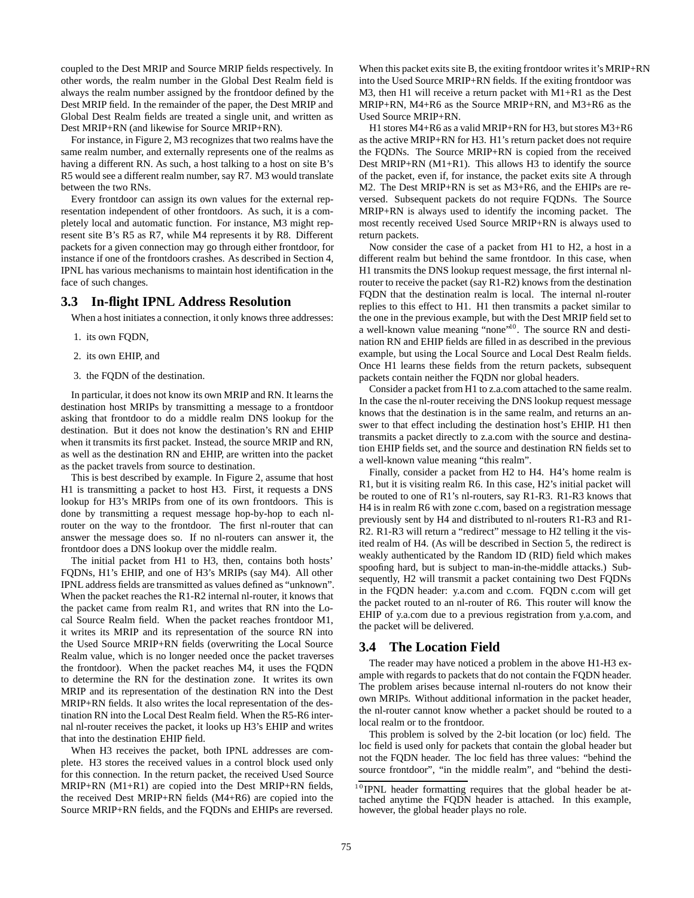coupled to the Dest MRIP and Source MRIP fields respectively. In other words, the realm number in the Global Dest Realm field is always the realm number assigned by the frontdoor defined by the Dest MRIP field. In the remainder of the paper, the Dest MRIP and Global Dest Realm fields are treated a single unit, and written as Dest MRIP+RN (and likewise for Source MRIP+RN).

For instance, in Figure 2, M3 recognizes that two realms have the same realm number, and externally represents one of the realms as having a different RN. As such, a host talking to a host on site B's R5 would see a different realm number, say R7. M3 would translate between the two RNs.

Every frontdoor can assign its own values for the external representation independent of other frontdoors. As such, it is a completely local and automatic function. For instance, M3 might represent site B's R5 as R7, while M4 represents it by R8. Different packets for a given connection may go through either frontdoor, for instance if one of the frontdoors crashes. As described in Section 4, IPNL has various mechanisms to maintain host identification in the face of such changes.

## 3.3 In-flight IPNL Address Resolution

When a host initiates a connection, it only knows three addresses:

1. its own FQDN,
2. its own EHIP, and
3. the FQDN of the destination.

In particular, it does not know its own MRIP and RN. It learns the destination host MRIPs by transmitting a message to a frontdoor asking that frontdoor to do a middle realm DNS lookup for the destination. But it does not know the destination's RN and EHIP when it transmits its first packet. Instead, the source MRIP and RN, as well as the destination RN and EHIP, are written into the packet as the packet travels from source to destination.

This is best described by example. In Figure 2, assume that host H1 is transmitting a packet to host H3. First, it requests a DNS lookup for H3's MRIPs from one of its own frontdoors. This is done by transmitting a request message hop-by-hop to each nl-router on the way to the frontdoor. The first nl-router that can answer the message does so. If no nl-routers can answer it, the frontdoor does a DNS lookup over the middle realm.

The initial packet from H1 to H3, then, contains both hosts' FQDNs, H1's EHIP, and one of H3's MRIPs (say M4). All other IPNL address fields are transmitted as values defined as "unknown". When the packet reaches the R1-R2 internal nl-router, it knows that the packet came from realm R1, and writes that RN into the Local Source Realm field. When the packet reaches frontdoor M1, it writes its MRIP and its representation of the source RN into the Used Source MRIP+RN fields (overwriting the Local Source Realm value, which is no longer needed once the packet traverses the frontdoor). When the packet reaches M4, it uses the FQDN to determine the RN for the destination zone. It writes its own MRIP and its representation of the destination RN into the Dest MRIP+RN fields. It also writes the local representation of the destination RN into the Local Dest Realm field. When the R5-R6 internal nl-router receives the packet, it looks up H3's EHIP and writes that into the destination EHIP field.

When H3 receives the packet, both IPNL addresses are complete. H3 stores the received values in a control block used only for this connection. In the return packet, the received Used Source MRIP+RN (M1+R1) are copied into the Dest MRIP+RN fields, the received Dest MRIP+RN fields (M4+R6) are copied into the Source MRIP+RN fields, and the FQDNs and EHIPs are reversed. When this packet exits site B, the exiting frontdoor writes it's MRIP+RN into the Used Source MRIP+RN fields. If the exiting frontdoor was M3, then H1 will receive a return packet with M1+R1 as the Dest MRIP+RN, M4+R6 as the Source MRIP+RN, and M3+R6 as the Used Source MRIP+RN.

H1 stores M4+R6 as a valid MRIP+RN for H3, but stores M3+R6 as the active MRIP+RN for H3. H1's return packet does not require the FQDNs. The Source MRIP+RN is copied from the received Dest MRIP+RN (M1+R1). This allows H3 to identify the source of the packet, even if, for instance, the packet exits site A through M2. The Dest MRIP+RN is set as M3+R6, and the EHIPs are reversed. Subsequent packets do not require FQDNs. The Source MRIP+RN is always used to identify the incoming packet. The most recently received Used Source MRIP+RN is always used to return packets.

Now consider the case of a packet from H1 to H2, a host in a different realm but behind the same frontdoor. In this case, when H1 transmits the DNS lookup request message, the first internal nl-router to receive the packet (say R1-R2) knows from the destination FQDN that the destination realm is local. The internal nl-router replies to this effect to H1. H1 then transmits a packet similar to the one in the previous example, but with the Dest MRIP field set to a well-known value meaning "none"[10]. The source RN and destination RN and EHIP fields are filled in as described in the previous example, but using the Local Source and Local Dest Realm fields. Once H1 learns these fields from the return packets, subsequent packets contain neither the FQDN nor global headers.

Consider a packet from H1 to z.a.com attached to the same realm. In the case the nl-router receiving the DNS lookup request message knows that the destination is in the same realm, and returns an answer to that effect including the destination host's EHIP. H1 then transmits a packet directly to z.a.com with the source and destination EHIP fields set, and the source and destination RN fields set to a well-known value meaning "this realm".

Finally, consider a packet from H2 to H4. H4's home realm is R1, but it is visiting realm R6. In this case, H2's initial packet will be routed to one of R1's nl-routers, say R1-R3. R1-R3 knows that H4 is in realm R6 with zone c.com, based on a registration message previously sent by H4 and distributed to nl-routers R1-R3 and R1-R2. R1-R3 will return a "redirect" message to H2 telling it the visited realm of H4. (As will be described in Section 5, the redirect is weakly authenticated by the Random ID (RID) field which makes spoofing hard, but is subject to man-in-the-middle attacks.) Subsequently, H2 will transmit a packet containing two Dest FQDNs in the FQDN header: y.a.com and c.com. FQDN c.com will get the packet routed to an nl-router of R6. This router will know the EHIP of y.a.com due to a previous registration from y.a.com, and the packet will be delivered.

## 3.4 The Location Field

The reader may have noticed a problem in the above H1-H3 example with regards to packets that do not contain the FQDN header. The problem arises because internal nl-routers do not know their own MRIPs. Without additional information in the packet header, the nl-router cannot know whether a packet should be routed to a local realm or to the frontdoor.

This problem is solved by the 2-bit location (or loc) field. The loc field is used only for packets that contain the global header but not the FQDN header. The loc field has three values: "behind the source frontdoor", "in the middle realm", and "behind the desti-

[10] IPNL header formatting requires that the global header be attached anytime the FQDN header is attached. In this example, however, the global header plays no role.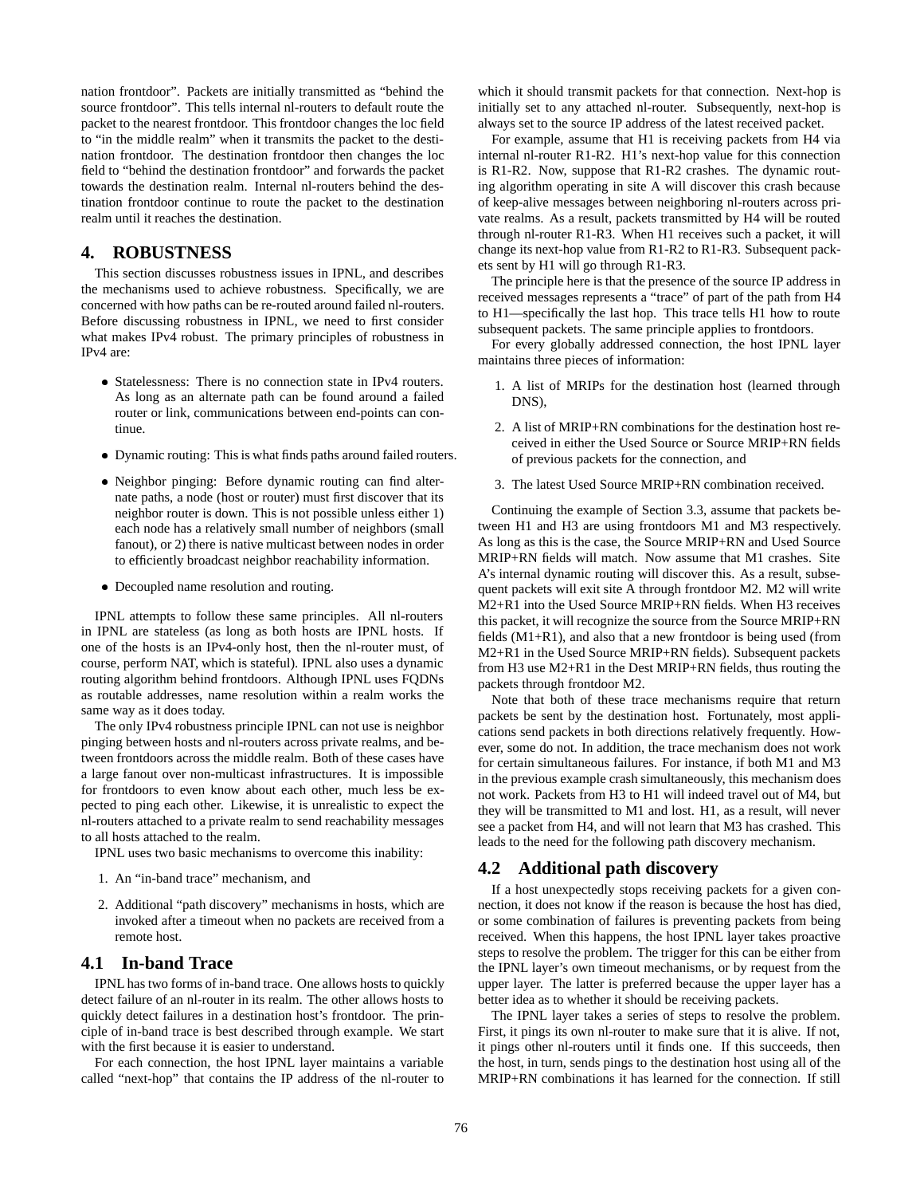nation frontdoor". Packets are initially transmitted as "behind the source frontdoor". This tells internal nl-routers to default route the packet to the nearest frontdoor. This frontdoor changes the loc field to "in the middle realm" when it transmits the packet to the destination frontdoor. The destination frontdoor then changes the loc field to "behind the destination frontdoor" and forwards the packet towards the destination realm. Internal nl-routers behind the destination frontdoor continue to route the packet to the destination realm until it reaches the destination.

## 4. ROBUSTNESS

This section discusses robustness issues in IPNL, and describes the mechanisms used to achieve robustness. Specifically, we are concerned with how paths can be re-routed around failed nl-routers. Before discussing robustness in IPNL, we need to first consider what makes IPv4 robust. The primary principles of robustness in IPv4 are:

- Statelessness: There is no connection state in IPv4 routers. As long as an alternate path can be found around a failed router or link, communications between end-points can continue.
- Dynamic routing: This is what finds paths around failed routers.
- Neighbor pinging: Before dynamic routing can find alternate paths, a node (host or router) must first discover that its neighbor router is down. This is not possible unless either 1) each node has a relatively small number of neighbors (small fanout), or 2) there is native multicast between nodes in order to efficiently broadcast neighbor reachability information.
- Decoupled name resolution and routing.

IPNL attempts to follow these same principles. All nl-routers in IPNL are stateless (as long as both hosts are IPNL hosts. If one of the hosts is an IPv4-only host, then the nl-router must, of course, perform NAT, which is stateful). IPNL also uses a dynamic routing algorithm behind frontdoors. Although IPNL uses FQDNs as routable addresses, name resolution within a realm works the same way as it does today.

The only IPv4 robustness principle IPNL can not use is neighbor pinging between hosts and nl-routers across private realms, and between frontdoors across the middle realm. Both of these cases have a large fanout over non-multicast infrastructures. It is impossible for frontdoors to even know about each other, much less be expected to ping each other. Likewise, it is unrealistic to expect the nl-routers attached to a private realm to send reachability messages to all hosts attached to the realm.

IPNL uses two basic mechanisms to overcome this inability:

1. An "in-band trace" mechanism, and
2. Additional "path discovery" mechanisms in hosts, which are invoked after a timeout when no packets are received from a remote host.

### 4.1 In-band Trace

IPNL has two forms of in-band trace. One allows hosts to quickly detect failure of an nl-router in its realm. The other allows hosts to quickly detect failures in a destination host's frontdoor. The principle of in-band trace is best described through example. We start with the first because it is easier to understand.

For each connection, the host IPNL layer maintains a variable called "next-hop" that contains the IP address of the nl-router to which it should transmit packets for that connection. Next-hop is initially set to any attached nl-router. Subsequently, next-hop is always set to the source IP address of the latest received packet.

For example, assume that H1 is receiving packets from H4 via internal nl-router R1-R2. H1's next-hop value for this connection is R1-R2. Now, suppose that R1-R2 crashes. The dynamic routing algorithm operating in site A will discover this crash because of keep-alive messages between neighboring nl-routers across private realms. As a result, packets transmitted by H4 will be routed through nl-router R1-R3. When H1 receives such a packet, it will change its next-hop value from R1-R2 to R1-R3. Subsequent packets sent by H1 will go through R1-R3.

The principle here is that the presence of the source IP address in received messages represents a "trace" of part of the path from H4 to H1—specifically the last hop. This trace tells H1 how to route subsequent packets. The same principle applies to frontdoors.

For every globally addressed connection, the host IPNL layer maintains three pieces of information:

1. A list of MRIPs for the destination host (learned through DNS),
2. A list of MRIP+RN combinations for the destination host received in either the Used Source or Source MRIP+RN fields of previous packets for the connection, and
3. The latest Used Source MRIP+RN combination received.

Continuing the example of Section 3.3, assume that packets between H1 and H3 are using frontdoors M1 and M3 respectively. As long as this is the case, the Source MRIP+RN and Used Source MRIP+RN fields will match. Now assume that M1 crashes. Site A's internal dynamic routing will discover this. As a result, subsequent packets will exit site A through frontdoor M2. M2 will write M2+R1 into the Used Source MRIP+RN fields. When H3 receives this packet, it will recognize the source from the Source MRIP+RN fields (M1+R1), and also that a new frontdoor is being used (from M2+R1 in the Used Source MRIP+RN fields). Subsequent packets from H3 use M2+R1 in the Dest MRIP+RN fields, thus routing the packets through frontdoor M2.

Note that both of these trace mechanisms require that return packets be sent by the destination host. Fortunately, most applications send packets in both directions relatively frequently. However, some do not. In addition, the trace mechanism does not work for certain simultaneous failures. For instance, if both M1 and M3 in the previous example crash simultaneously, this mechanism does not work. Packets from H3 to H1 will indeed travel out of M4, but they will be transmitted to M1 and lost. H1, as a result, will never see a packet from H4, and will not learn that M3 has crashed. This leads to the need for the following path discovery mechanism.

### 4.2 Additional path discovery

If a host unexpectedly stops receiving packets for a given connection, it does not know if the reason is because the host has died, or some combination of failures is preventing packets from being received. When this happens, the host IPNL layer takes proactive steps to resolve the problem. The trigger for this can be either from the IPNL layer's own timeout mechanisms, or by request from the upper layer. The latter is preferred because the upper layer has a better idea as to whether it should be receiving packets.

The IPNL layer takes a series of steps to resolve the problem. First, it pings its own nl-router to make sure that it is alive. If not, it pings other nl-routers until it finds one. If this succeeds, then the host, in turn, sends pings to the destination host using all of the MRIP+RN combinations it has learned for the connection. If still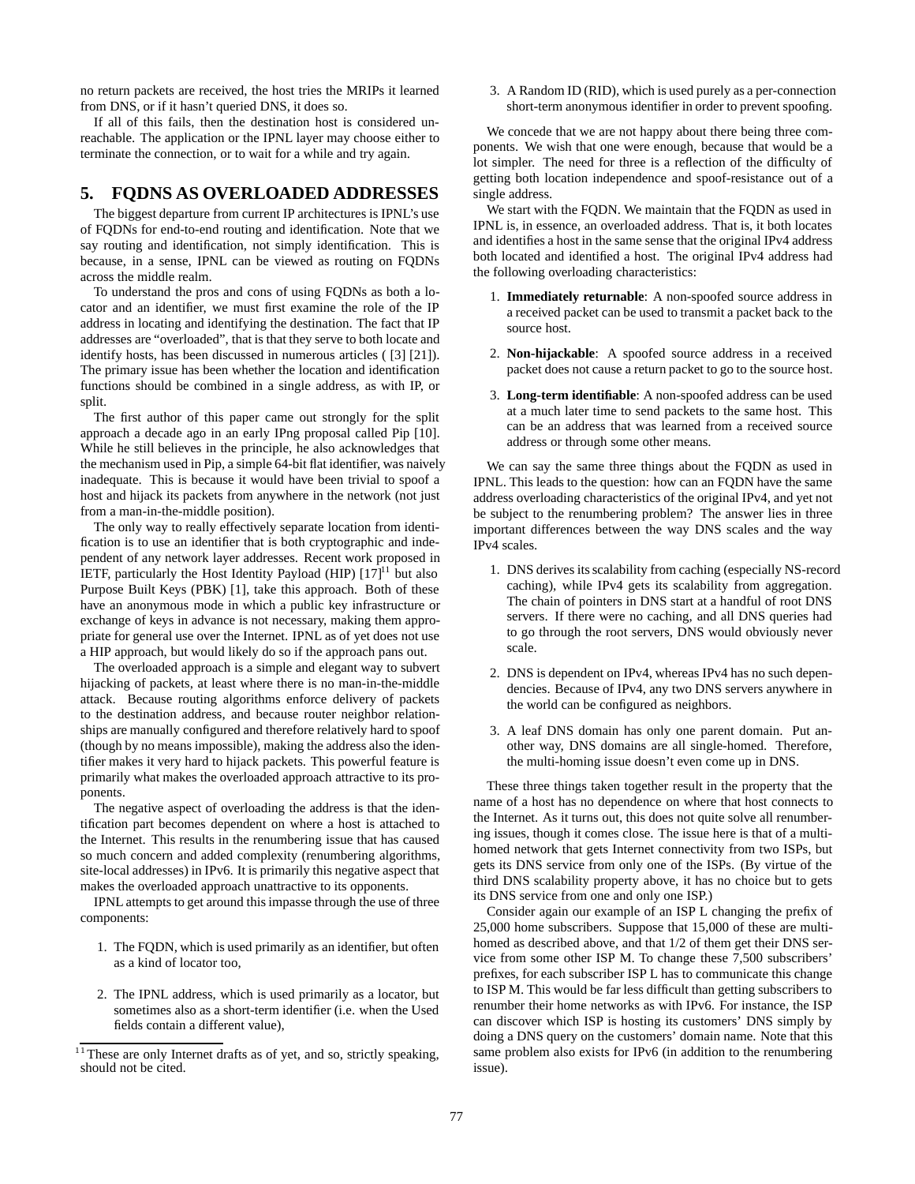no return packets are received, the host tries the MRIPs it learned from DNS, or if it hasn't queried DNS, it does so.

If all of this fails, then the destination host is considered unreachable. The application or the IPNL layer may choose either to terminate the connection, or to wait for a while and try again.

## 5. FQDNS AS OVERLOADED ADDRESSES

The biggest departure from current IP architectures is IPNL's use of FQDNs for end-to-end routing and identification. Note that we say routing and identification, not simply identification. This is because, in a sense, IPNL can be viewed as routing on FQDNs across the middle realm.

To understand the pros and cons of using FQDNs as both a locator and an identifier, we must first examine the role of the IP address in locating and identifying the destination. The fact that IP addresses are "overloaded", that is that they serve to both locate and identify hosts, has been discussed in numerous articles ( [3] [21]). The primary issue has been whether the location and identification functions should be combined in a single address, as with IP, or split.

The first author of this paper came out strongly for the split approach a decade ago in an early IPng proposal called Pip [10]. While he still believes in the principle, he also acknowledges that the mechanism used in Pip, a simple 64-bit flat identifier, was naively inadequate. This is because it would have been trivial to spoof a host and hijack its packets from anywhere in the network (not just from a man-in-the-middle position).

The only way to really effectively separate location from identification is to use an identifier that is both cryptographic and independent of any network layer addresses. Recent work proposed in IETF, particularly the Host Identity Payload (HIP) [17][11] but also Purpose Built Keys (PBK) [1], take this approach. Both of these have an anonymous mode in which a public key infrastructure or exchange of keys in advance is not necessary, making them appropriate for general use over the Internet. IPNL as of yet does not use a HIP approach, but would likely do so if the approach pans out.

The overloaded approach is a simple and elegant way to subvert hijacking of packets, at least where there is no man-in-the-middle attack. Because routing algorithms enforce delivery of packets to the destination address, and because router neighbor relationships are manually configured and therefore relatively hard to spoof (though by no means impossible), making the address also the identifier makes it very hard to hijack packets. This powerful feature is primarily what makes the overloaded approach attractive to its proponents.

The negative aspect of overloading the address is that the identification part becomes dependent on where a host is attached to the Internet. This results in the renumbering issue that has caused so much concern and added complexity (renumbering algorithms, site-local addresses) in IPv6. It is primarily this negative aspect that makes the overloaded approach unattractive to its opponents.

IPNL attempts to get around this impasse through the use of three components:

1. The FQDN, which is used primarily as an identifier, but often as a kind of locator too,
2. The IPNL address, which is used primarily as a locator, but sometimes also as a short-term identifier (i.e. when the Used fields contain a different value),
3. A Random ID (RID), which is used purely as a per-connection short-term anonymous identifier in order to prevent spoofing.

[11] These are only Internet drafts as of yet, and so, strictly speaking, should not be cited.

We concede that we are not happy about there being three components. We wish that one were enough, because that would be a lot simpler. The need for three is a reflection of the difficulty of getting both location independence and spoof-resistance out of a single address.

We start with the FQDN. We maintain that the FQDN as used in IPNL is, in essence, an overloaded address. That is, it both locates and identifies a host in the same sense that the original IPv4 address both located and identified a host. The original IPv4 address had the following overloading characteristics:

1. **Immediately returnable**: A non-spoofed source address in a received packet can be used to transmit a packet back to the source host.
2. **Non-hijackable**: A spoofed source address in a received packet does not cause a return packet to go to the source host.
3. **Long-term identifiable**: A non-spoofed address can be used at a much later time to send packets to the same host. This can be an address that was learned from a received source address or through some other means.

We can say the same three things about the FQDN as used in IPNL. This leads to the question: how can an FQDN have the same address overloading characteristics of the original IPv4, and yet not be subject to the renumbering problem? The answer lies in three important differences between the way DNS scales and the way IPv4 scales.

1. DNS derives its scalability from caching (especially NS-record caching), while IPv4 gets its scalability from aggregation. The chain of pointers in DNS start at a handful of root DNS servers. If there were no caching, and all DNS queries had to go through the root servers, DNS would obviously never scale.
2. DNS is dependent on IPv4, whereas IPv4 has no such dependencies. Because of IPv4, any two DNS servers anywhere in the world can be configured as neighbors.
3. A leaf DNS domain has only one parent domain. Put another way, DNS domains are all single-homed. Therefore, the multi-homing issue doesn't even come up in DNS.

These three things taken together result in the property that the name of a host has no dependence on where that host connects to the Internet. As it turns out, this does not quite solve all renumbering issues, though it comes close. The issue here is that of a multi-homed network that gets Internet connectivity from two ISPs, but gets its DNS service from only one of the ISPs. (By virtue of the third DNS scalability property above, it has no choice but to gets its DNS service from one and only one ISP.)

Consider again our example of an ISP L changing the prefix of 25,000 home subscribers. Suppose that 15,000 of these are multi-homed as described above, and that 1/2 of them get their DNS service from some other ISP M. To change these 7,500 subscribers' prefixes, for each subscriber ISP L has to communicate this change to ISP M. This would be far less difficult than getting subscribers to renumber their home networks as with IPv6. For instance, the ISP can discover which ISP is hosting its customers' DNS simply by doing a DNS query on the customers' domain name. Note that this same problem also exists for IPv6 (in addition to the renumbering issue).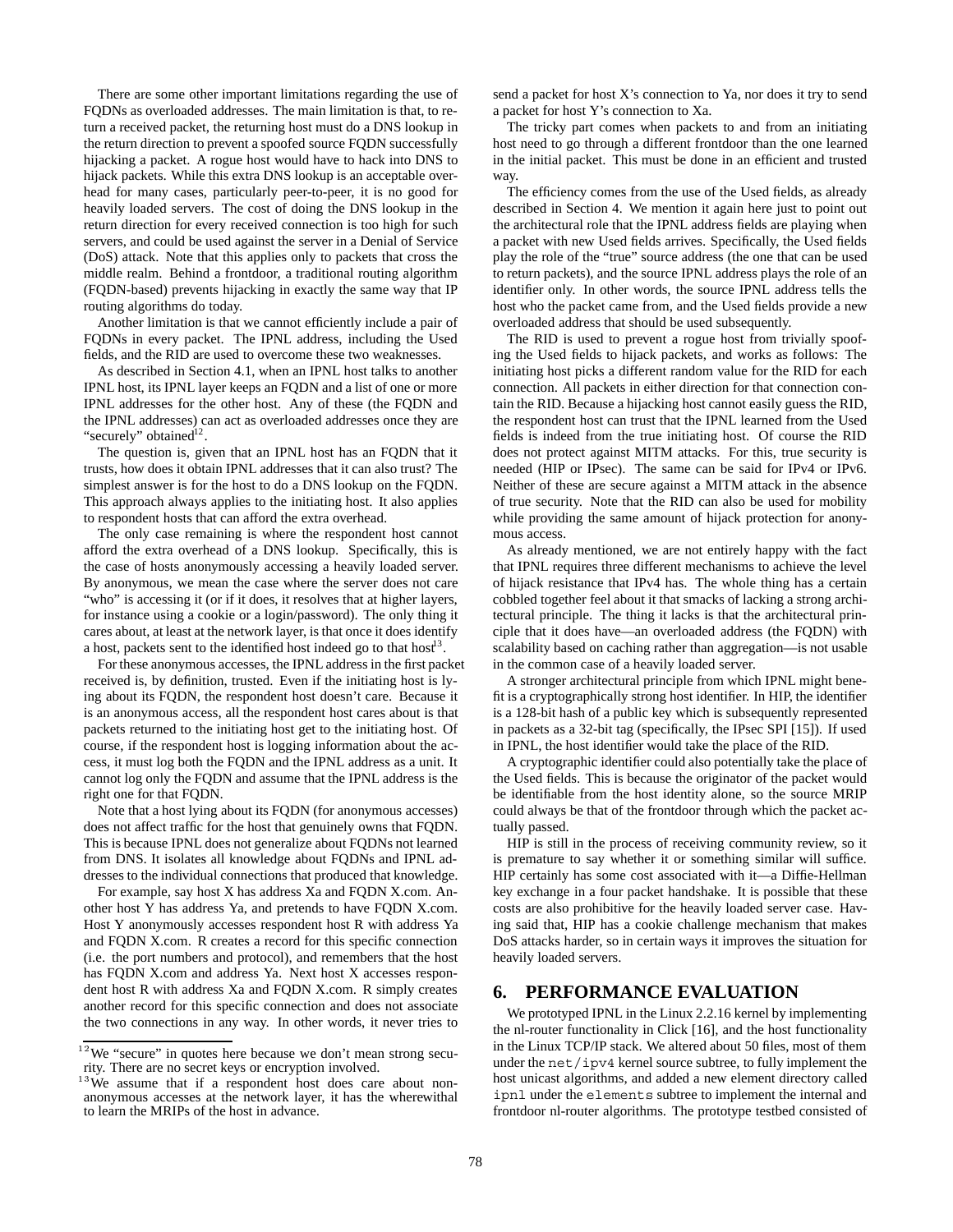There are some other important limitations regarding the use of FQDNs as overloaded addresses. The main limitation is that, to return a received packet, the returning host must do a DNS lookup in the return direction to prevent a spoofed source FQDN successfully hijacking a packet. A rogue host would have to hack into DNS to hijack packets. While this extra DNS lookup is an acceptable overhead for many cases, particularly peer-to-peer, it is no good for heavily loaded servers. The cost of doing the DNS lookup in the return direction for every received connection is too high for such servers, and could be used against the server in a Denial of Service (DoS) attack. Note that this applies only to packets that cross the middle realm. Behind a frontdoor, a traditional routing algorithm (FQDN-based) prevents hijacking in exactly the same way that IP routing algorithms do today.

Another limitation is that we cannot efficiently include a pair of FQDNs in every packet. The IPNL address, including the Used fields, and the RID are used to overcome these two weaknesses.

As described in Section 4.1, when an IPNL host talks to another IPNL host, its IPNL layer keeps an FQDN and a list of one or more IPNL addresses for the other host. Any of these (the FQDN and the IPNL addresses) can act as overloaded addresses once they are "securely" obtained[12].

The question is, given that an IPNL host has an FQDN that it trusts, how does it obtain IPNL addresses that it can also trust? The simplest answer is for the host to do a DNS lookup on the FQDN. This approach always applies to the initiating host. It also applies to respondent hosts that can afford the extra overhead.

The only case remaining is where the respondent host cannot afford the extra overhead of a DNS lookup. Specifically, this is the case of hosts anonymously accessing a heavily loaded server. By anonymous, we mean the case where the server does not care "who" is accessing it (or if it does, it resolves that at higher layers, for instance using a cookie or a login/password). The only thing it cares about, at least at the network layer, is that once it does identify a host, packets sent to the identified host indeed go to that host[13].

For these anonymous accesses, the IPNL address in the first packet received is, by definition, trusted. Even if the initiating host is lying about its FQDN, the respondent host doesn't care. Because it is an anonymous access, all the respondent host cares about is that packets returned to the initiating host get to the initiating host. Of course, if the respondent host is logging information about the access, it must log both the FQDN and the IPNL address as a unit. It cannot log only the FQDN and assume that the IPNL address is the right one for that FQDN.

Note that a host lying about its FQDN (for anonymous accesses) does not affect traffic for the host that genuinely owns that FQDN. This is because IPNL does not generalize about FQDNs not learned from DNS. It isolates all knowledge about FQDNs and IPNL addresses to the individual connections that produced that knowledge.

For example, say host X has address Xa and FQDN X.com. Another host Y has address Ya, and pretends to have FQDN X.com. Host Y anonymously accesses respondent host R with address Ya and FQDN X.com. R creates a record for this specific connection (i.e. the port numbers and protocol), and remembers that the host has FQDN X.com and address Ya. Next host X accesses respondent host R with address Xa and FQDN X.com. R simply creates another record for this specific connection and does not associate the two connections in any way. In other words, it never tries to send a packet for host X's connection to Ya, nor does it try to send a packet for host Y's connection to Xa.

The tricky part comes when packets to and from an initiating host need to go through a different frontdoor than the one learned in the initial packet. This must be done in an efficient and trusted way.

The efficiency comes from the use of the Used fields, as already described in Section 4. We mention it again here just to point out the architectural role that the IPNL address fields are playing when a packet with new Used fields arrives. Specifically, the Used fields play the role of the "true" source address (the one that can be used to return packets), and the source IPNL address plays the role of an identifier only. In other words, the source IPNL address tells the host who the packet came from, and the Used fields provide a new overloaded address that should be used subsequently.

The RID is used to prevent a rogue host from trivially spoofing the Used fields to hijack packets, and works as follows: The initiating host picks a different random value for the RID for each connection. All packets in either direction for that connection contain the RID. Because a hijacking host cannot easily guess the RID, the respondent host can trust that the IPNL learned from the Used fields is indeed from the true initiating host. Of course the RID does not protect against MITM attacks. For this, true security is needed (HIP or IPsec). The same can be said for IPv4 or IPv6. Neither of these are secure against a MITM attack in the absence of true security. Note that the RID can also be used for mobility while providing the same amount of hijack protection for anonymous access.

As already mentioned, we are not entirely happy with the fact that IPNL requires three different mechanisms to achieve the level of hijack resistance that IPv4 has. The whole thing has a certain cobbled together feel about it that smacks of lacking a strong architectural principle. The thing it lacks is that the architectural principle that it does have—an overloaded address (the FQDN) with scalability based on caching rather than aggregation—is not usable in the common case of a heavily loaded server.

A stronger architectural principle from which IPNL might benefit is a cryptographically strong host identifier. In HIP, the identifier is a 128-bit hash of a public key which is subsequently represented in packets as a 32-bit tag (specifically, the IPsec SPI [15]). If used in IPNL, the host identifier would take the place of the RID.

A cryptographic identifier could also potentially take the place of the Used fields. This is because the originator of the packet would be identifiable from the host identity alone, so the source MRIP could always be that of the frontdoor through which the packet actually passed.

HIP is still in the process of receiving community review, so it is premature to say whether it or something similar will suffice. HIP certainly has some cost associated with it—a Diffie-Hellman key exchange in a four packet handshake. It is possible that these costs are also prohibitive for the heavily loaded server case. Having said that, HIP has a cookie challenge mechanism that makes DoS attacks harder, so in certain ways it improves the situation for heavily loaded servers.

## 6. PERFORMANCE EVALUATION

We prototyped IPNL in the Linux 2.2.16 kernel by implementing the nl-router functionality in Click [16], and the host functionality in the Linux TCP/IP stack. We altered about 50 files, most of them under the `net/ipv4` kernel source subtree, to fully implement the host unicast algorithms, and added a new element directory called `ipnl` under the `elements` subtree to implement the internal and frontdoor nl-router algorithms. The prototype testbed consisted of

[12] We "secure" in quotes here because we don't mean strong security. There are no secret keys or encryption involved.

[13] We assume that if a respondent host does care about non-anonymous accesses at the network layer, it has the wherewithal to learn the MRIPs of the host in advance.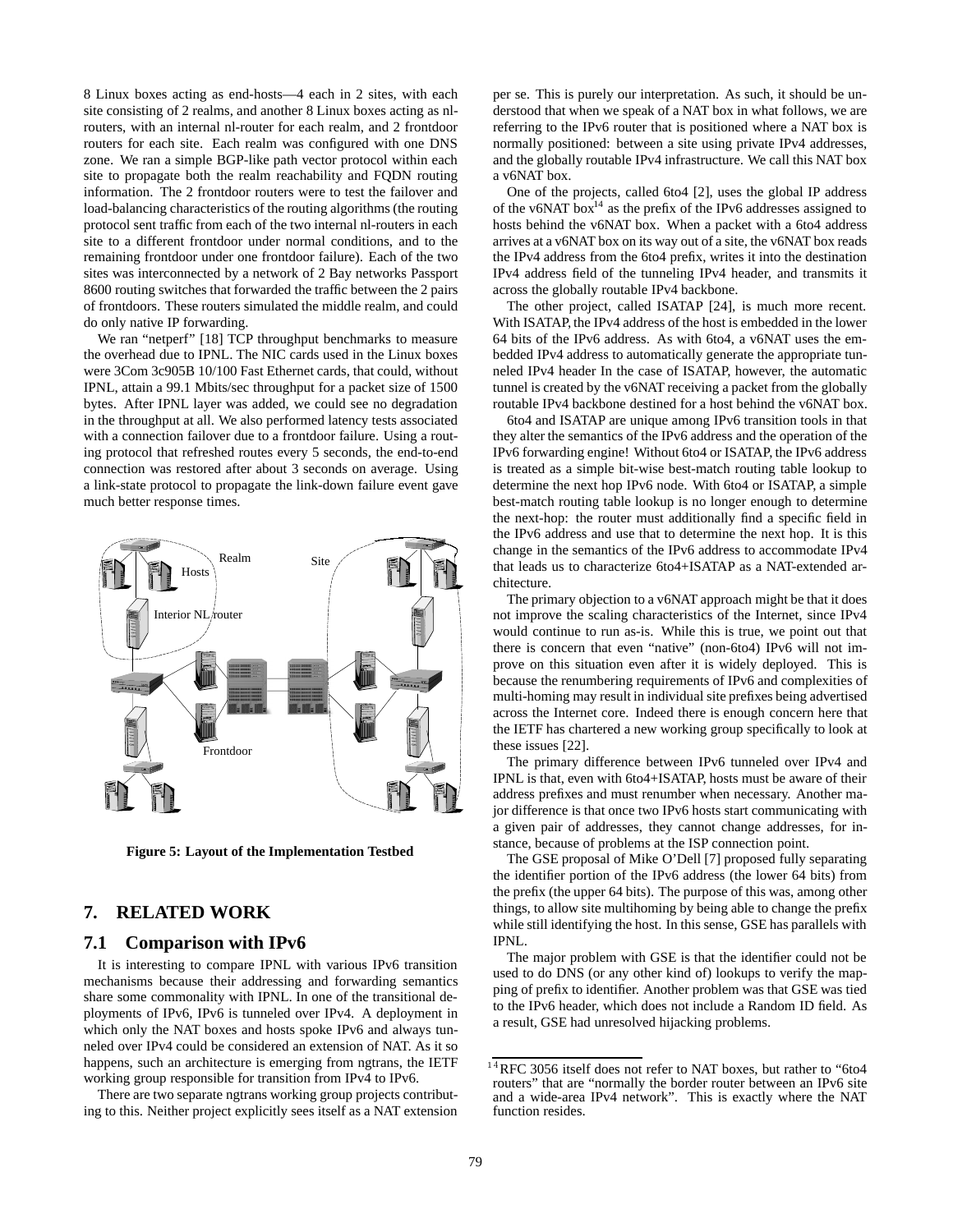8 Linux boxes acting as end-hosts—4 each in 2 sites, with each site consisting of 2 realms, and another 8 Linux boxes acting as nl-routers, with an internal nl-router for each realm, and 2 frontdoor routers for each site. Each realm was configured with one DNS zone. We ran a simple BGP-like path vector protocol within each site to propagate both the realm reachability and FQDN routing information. The 2 frontdoor routers were to test the failover and load-balancing characteristics of the routing algorithms (the routing protocol sent traffic from each of the two internal nl-routers in each site to a different frontdoor under normal conditions, and to the remaining frontdoor under one frontdoor failure). Each of the two sites was interconnected by a network of 2 Bay networks Passport 8600 routing switches that forwarded the traffic between the 2 pairs of frontdoors. These routers simulated the middle realm, and could do only native IP forwarding.

We ran "netperf" [18] TCP throughput benchmarks to measure the overhead due to IPNL. The NIC cards used in the Linux boxes were 3Com 3c905B 10/100 Fast Ethernet cards, that could, without IPNL, attain a 99.1 Mbits/sec throughput for a packet size of 1500 bytes. After IPNL layer was added, we could see no degradation in the throughput at all. We also performed latency tests associated with a connection failover due to a frontdoor failure. Using a routing protocol that refreshed routes every 5 seconds, the end-to-end connection was restored after about 3 seconds on average. Using a link-state protocol to propagate the link-down failure event gave much better response times.

**Figure 5: Layout of the Implementation Testbed**

## 7. RELATED WORK

### 7.1 Comparison with IPv6

It is interesting to compare IPNL with various IPv6 transition mechanisms because their addressing and forwarding semantics share some commonality with IPNL. In one of the transitional deployments of IPv6, IPv6 is tunneled over IPv4. A deployment in which only the NAT boxes and hosts spoke IPv6 and always tunneled over IPv4 could be considered an extension of NAT. As it so happens, such an architecture is emerging from ngtrans, the IETF working group responsible for transition from IPv4 to IPv6.

There are two separate ngtrans working group projects contributing to this. Neither project explicitly sees itself as a NAT extension per se. This is purely our interpretation. As such, it should be understood that when we speak of a NAT box in what follows, we are referring to the IPv6 router that is positioned where a NAT box is normally positioned: between a site using private IPv4 addresses, and the globally routable IPv4 infrastructure. We call this NAT box a v6NAT box.

One of the projects, called 6to4 [2], uses the global IP address of the v6NAT box[14] as the prefix of the IPv6 addresses assigned to hosts behind the v6NAT box. When a packet with a 6to4 address arrives at a v6NAT box on its way out of a site, the v6NAT box reads the IPv4 address from the 6to4 prefix, writes it into the destination IPv4 address field of the tunneling IPv4 header, and transmits it across the globally routable IPv4 backbone.

The other project, called ISATAP [24], is much more recent. With ISATAP, the IPv4 address of the host is embedded in the lower 64 bits of the IPv6 address. As with 6to4, a v6NAT uses the embedded IPv4 address to automatically generate the appropriate tunneled IPv4 header In the case of ISATAP, however, the automatic tunnel is created by the v6NAT receiving a packet from the globally routable IPv4 backbone destined for a host behind the v6NAT box.

6to4 and ISATAP are unique among IPv6 transition tools in that they alter the semantics of the IPv6 address and the operation of the IPv6 forwarding engine! Without 6to4 or ISATAP, the IPv6 address is treated as a simple bit-wise best-match routing table lookup to determine the next hop IPv6 node. With 6to4 or ISATAP, a simple best-match routing table lookup is no longer enough to determine the next-hop: the router must additionally find a specific field in the IPv6 address and use that to determine the next hop. It is this change in the semantics of the IPv6 address to accommodate IPv4 that leads us to characterize 6to4+ISATAP as a NAT-extended architecture.

The primary objection to a v6NAT approach might be that it does not improve the scaling characteristics of the Internet, since IPv4 would continue to run as-is. While this is true, we point out that there is concern that even "native" (non-6to4) IPv6 will not improve on this situation even after it is widely deployed. This is because the renumbering requirements of IPv6 and complexities of multi-homing may result in individual site prefixes being advertised across the Internet core. Indeed there is enough concern here that the IETF has chartered a new working group specifically to look at these issues [22].

The primary difference between IPv6 tunneled over IPv4 and IPNL is that, even with 6to4+ISATAP, hosts must be aware of their address prefixes and must renumber when necessary. Another major difference is that once two IPv6 hosts start communicating with a given pair of addresses, they cannot change addresses, for instance, because of problems at the ISP connection point.

The GSE proposal of Mike O'Dell [7] proposed fully separating the identifier portion of the IPv6 address (the lower 64 bits) from the prefix (the upper 64 bits). The purpose of this was, among other things, to allow site multihoming by being able to change the prefix while still identifying the host. In this sense, GSE has parallels with IPNL.

The major problem with GSE is that the identifier could not be used to do DNS (or any other kind of) lookups to verify the mapping of prefix to identifier. Another problem was that GSE was tied to the IPv6 header, which does not include a Random ID field. As a result, GSE had unresolved hijacking problems.

[14] RFC 3056 itself does not refer to NAT boxes, but rather to "6to4 routers" that are "normally the border router between an IPv6 site and a wide-area IPv4 network". This is exactly where the NAT function resides.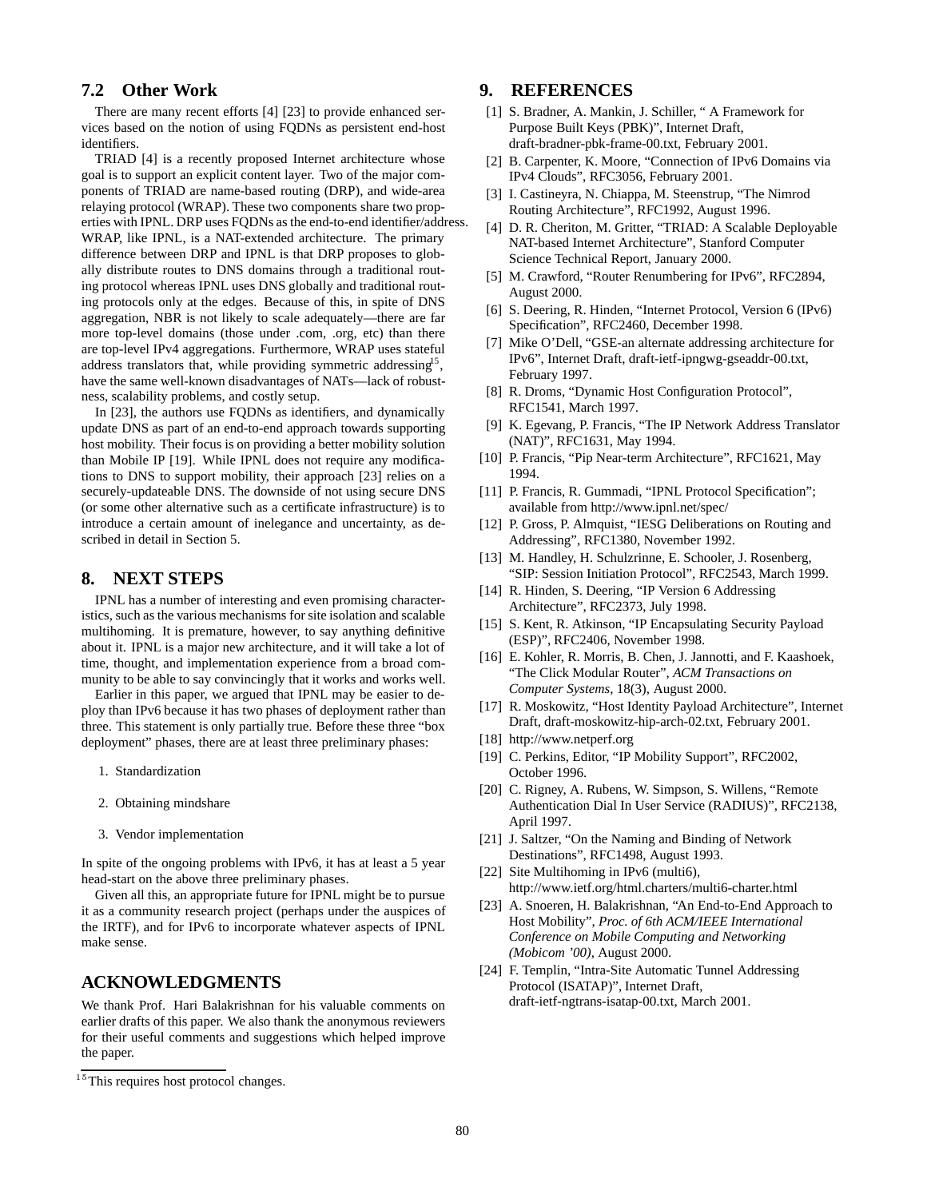## 7.2 Other Work

There are many recent efforts [4] [23] to provide enhanced services based on the notion of using FQDNs as persistent end-host identifiers.

TRIAD [4] is a recently proposed Internet architecture whose goal is to support an explicit content layer. Two of the major components of TRIAD are name-based routing (DRP), and wide-area relaying protocol (WRAP). These two components share two properties with IPNL. DRP uses FQDNs as the end-to-end identifier/address. WRAP, like IPNL, is a NAT-extended architecture. The primary difference between DRP and IPNL is that DRP proposes to globally distribute routes to DNS domains through a traditional routing protocol whereas IPNL uses DNS globally and traditional routing protocols only at the edges. Because of this, in spite of DNS aggregation, NBR is not likely to scale adequately—there are far more top-level domains (those under .com, .org, etc) than there are top-level IPv4 aggregations. Furthermore, WRAP uses stateful address translators that, while providing symmetric addressing[15], have the same well-known disadvantages of NATs—lack of robustness, scalability problems, and costly setup.

In [23], the authors use FQDNs as identifiers, and dynamically update DNS as part of an end-to-end approach towards supporting host mobility. Their focus is on providing a better mobility solution than Mobile IP [19]. While IPNL does not require any modifications to DNS to support mobility, their approach [23] relies on a securely-updateable DNS. The downside of not using secure DNS (or some other alternative such as a certificate infrastructure) is to introduce a certain amount of inelegance and uncertainty, as described in detail in Section 5.

## 8. NEXT STEPS

IPNL has a number of interesting and even promising characteristics, such as the various mechanisms for site isolation and scalable multihoming. It is premature, however, to say anything definitive about it. IPNL is a major new architecture, and it will take a lot of time, thought, and implementation experience from a broad community to be able to say convincingly that it works and works well.

Earlier in this paper, we argued that IPNL may be easier to deploy than IPv6 because it has two phases of deployment rather than three. This statement is only partially true. Before these three "box deployment" phases, there are at least three preliminary phases:

1. Standardization
2. Obtaining mindshare
3. Vendor implementation

In spite of the ongoing problems with IPv6, it has at least a 5 year head-start on the above three preliminary phases.

Given all this, an appropriate future for IPNL might be to pursue it as a community research project (perhaps under the auspices of the IRTF), and for IPv6 to incorporate whatever aspects of IPNL make sense.

## ACKNOWLEDGMENTS

We thank Prof. Hari Balakrishnan for his valuable comments on earlier drafts of this paper. We also thank the anonymous reviewers for their useful comments and suggestions which helped improve the paper.

[15] This requires host protocol changes.

## 9. REFERENCES

[1] S. Bradner, A. Mankin, J. Schiller, " A Framework for Purpose Built Keys (PBK)", Internet Draft, draft-bradner-pbk-frame-00.txt, February 2001.

[2] B. Carpenter, K. Moore, "Connection of IPv6 Domains via IPv4 Clouds", RFC3056, February 2001.

[3] I. Castineyra, N. Chiappa, M. Steenstrup, "The Nimrod Routing Architecture", RFC1992, August 1996.

[4] D. R. Cheriton, M. Gritter, "TRIAD: A Scalable Deployable NAT-based Internet Architecture", Stanford Computer Science Technical Report, January 2000.

[5] M. Crawford, "Router Renumbering for IPv6", RFC2894, August 2000.

[6] S. Deering, R. Hinden, "Internet Protocol, Version 6 (IPv6) Specification", RFC2460, December 1998.

[7] Mike O'Dell, "GSE-an alternate addressing architecture for IPv6", Internet Draft, draft-ietf-ipngwg-gseaddr-00.txt, February 1997.

[8] R. Droms, "Dynamic Host Configuration Protocol", RFC1541, March 1997.

[9] K. Egevang, P. Francis, "The IP Network Address Translator (NAT)", RFC1631, May 1994.

[10] P. Francis, "Pip Near-term Architecture", RFC1621, May 1994.

[11] P. Francis, R. Gummadi, "IPNL Protocol Specification"; available from http://www.ipnl.net/spec/

[12] P. Gross, P. Almquist, "IESG Deliberations on Routing and Addressing", RFC1380, November 1992.

[13] M. Handley, H. Schulzrinne, E. Schooler, J. Rosenberg, "SIP: Session Initiation Protocol", RFC2543, March 1999.

[14] R. Hinden, S. Deering, "IP Version 6 Addressing Architecture", RFC2373, July 1998.

[15] S. Kent, R. Atkinson, "IP Encapsulating Security Payload (ESP)", RFC2406, November 1998.

[16] E. Kohler, R. Morris, B. Chen, J. Jannotti, and F. Kaashoek, "The Click Modular Router", *ACM Transactions on Computer Systems*, 18(3), August 2000.

[17] R. Moskowitz, "Host Identity Payload Architecture", Internet Draft, draft-moskowitz-hip-arch-02.txt, February 2001.

[18] http://www.netperf.org

[19] C. Perkins, Editor, "IP Mobility Support", RFC2002, October 1996.

[20] C. Rigney, A. Rubens, W. Simpson, S. Willens, "Remote Authentication Dial In User Service (RADIUS)", RFC2138, April 1997.

[21] J. Saltzer, "On the Naming and Binding of Network Destinations", RFC1498, August 1993.

[22] Site Multihoming in IPv6 (multi6), http://www.ietf.org/html.charters/multi6-charter.html

[23] A. Snoeren, H. Balakrishnan, "An End-to-End Approach to Host Mobility", *Proc. of 6th ACM/IEEE International Conference on Mobile Computing and Networking (Mobicom '00)*, August 2000.

[24] F. Templin, "Intra-Site Automatic Tunnel Addressing Protocol (ISATAP)", Internet Draft, draft-ietf-ngtrans-isatap-00.txt, March 2001.